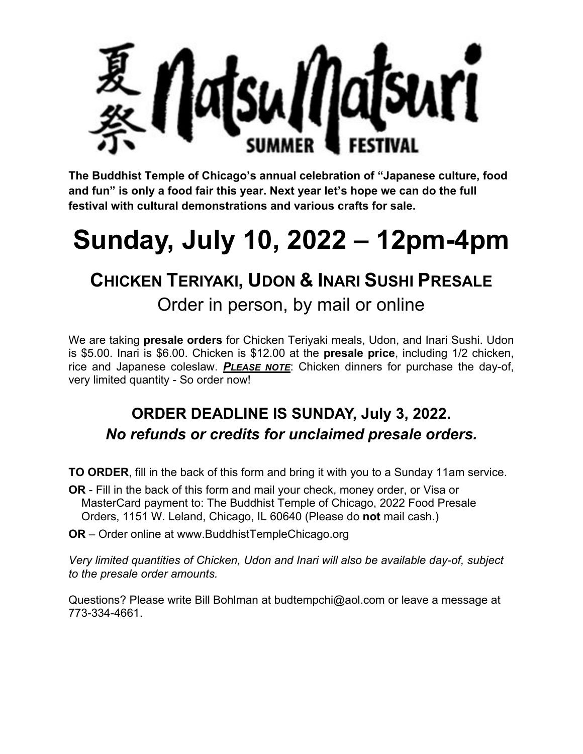# 夏祭 NatsuMatsuri SUMMER FESTIVAL

**The Buddhist Temple of Chicago's annual celebration of "Japanese culture, food and fun" is only a food fair this year. Next year let's hope we can do the full festival with cultural demonstrations and various crafts for sale.**

# Sunday, July 10, 2022 – 12pm-4pm

## CHICKEN TERIYAKI, UDON & INARI SUSHI PRESALE

Order in person, by mail or online

We are taking **presale orders** for Chicken Teriyaki meals, Udon, and Inari Sushi. Udon is $5.00. Inari is $6.00. Chicken is $12.00 at the **presale price**, including 1/2 chicken, rice and Japanese coleslaw. ***PLEASE NOTE***: Chicken dinners for purchase the day-of, very limited quantity - So order now!

### ORDER DEADLINE IS SUNDAY, July 3, 2022.

### *No refunds or credits for unclaimed presale orders.*

**TO ORDER**, fill in the back of this form and bring it with you to a Sunday 11am service.

**OR** - Fill in the back of this form and mail your check, money order, or Visa or MasterCard payment to: The Buddhist Temple of Chicago, 2022 Food Presale Orders, 1151 W. Leland, Chicago, IL 60640 (Please do **not** mail cash.)

**OR** – Order online at www.BuddhistTempleChicago.org

*Very limited quantities of Chicken, Udon and Inari will also be available day-of, subject to the presale order amounts.*

Questions? Please write Bill Bohlman at budtempchi@aol.com or leave a message at 773-334-4661.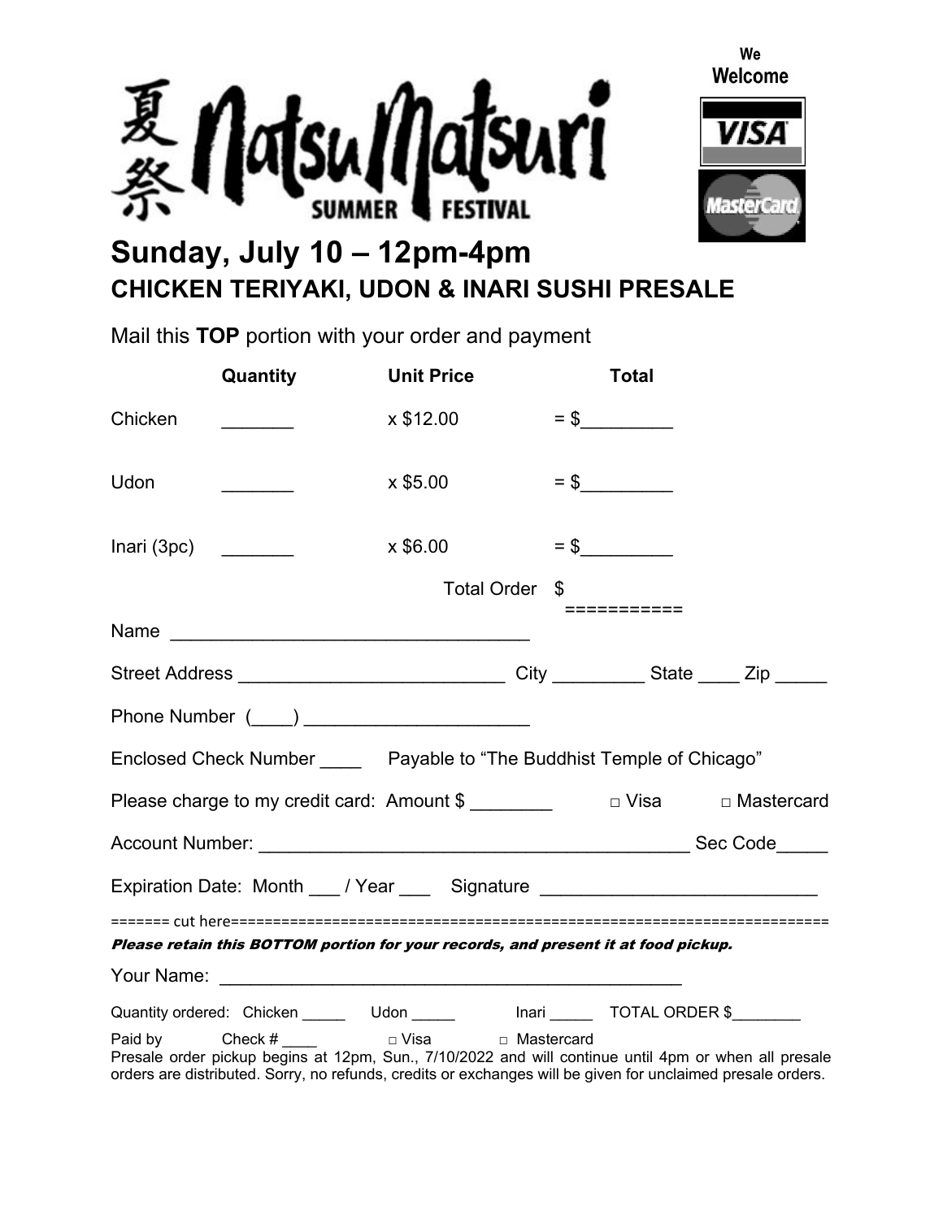We Welcome

VISA

MasterCard

# 夏祭 NatsuMatsuri SUMMER FESTIVAL

## Sunday, July 10 – 12pm-4pm

### CHICKEN TERIYAKI, UDON & INARI SUSHI PRESALE

Mail this **TOP** portion with your order and payment

| | Quantity | Unit Price | Total |
|---|---|---|---|
| Chicken | _______ | x $12.00 | = $_________ |
| Udon | _______ | x $5.00 | = $_________ |
| Inari (3pc) | _______ | x $6.00 | = $_________ |
| | | Total Order | $ =========== |

Name ___________________________________

Street Address __________________________ City _________ State ____ Zip _____

Phone Number (____) ______________________

Enclosed Check Number ____ Payable to "The Buddhist Temple of Chicago"

Please charge to my credit card: Amount $ ________ □ Visa □ Mastercard

Account Number: __________________________________________ Sec Code_____

Expiration Date: Month ___ / Year ___ Signature ___________________________

======= cut here=======================================================================

***Please retain this BOTTOM portion for your records, and present it at food pickup.***

Your Name: ______________________________________________

Quantity ordered: Chicken _____ Udon _____ Inari _____ TOTAL ORDER $________

Paid by Check # ____ □ Visa □ Mastercard

Presale order pickup begins at 12pm, Sun., 7/10/2022 and will continue until 4pm or when all presale orders are distributed. Sorry, no refunds, credits or exchanges will be given for unclaimed presale orders.